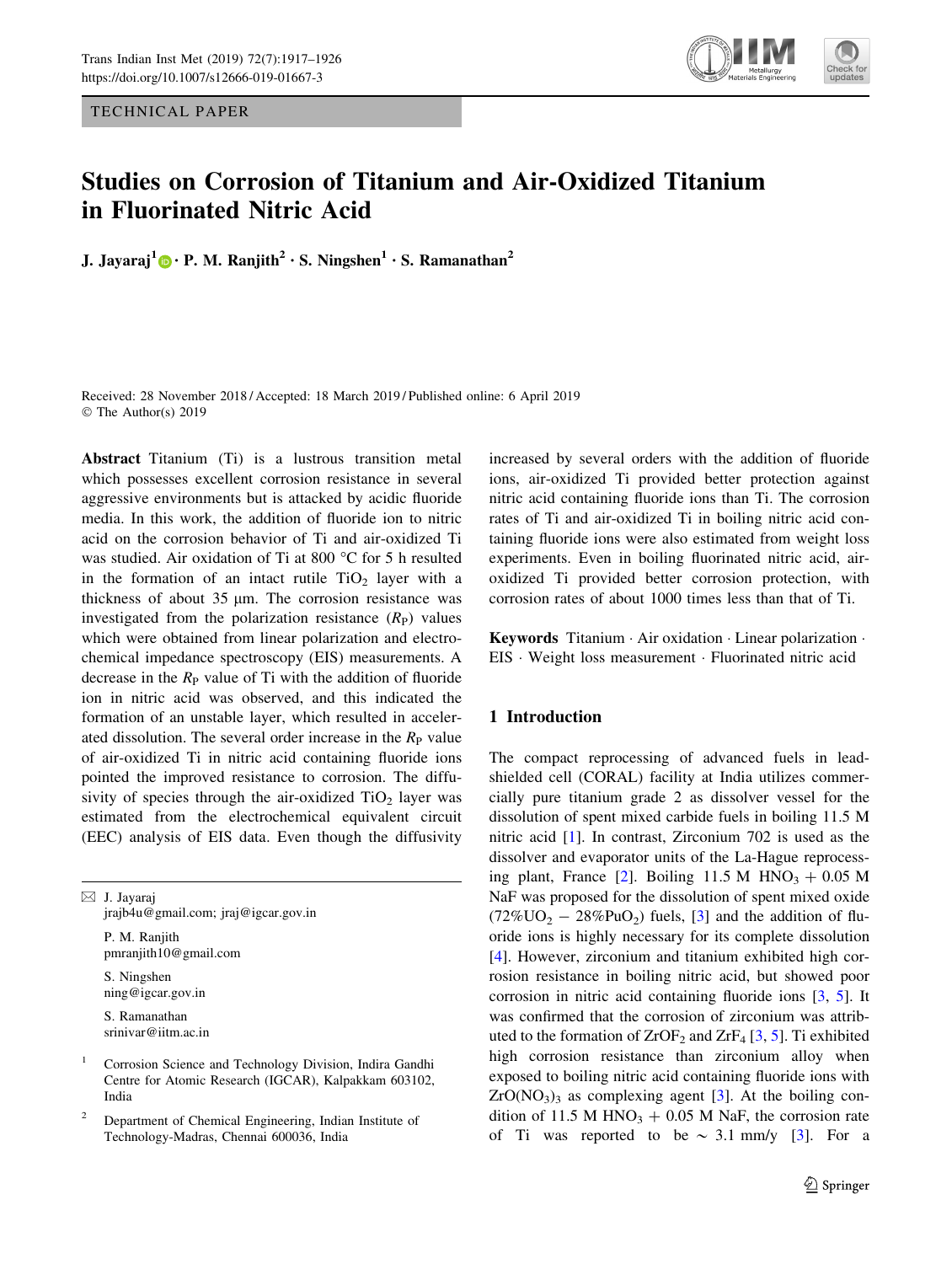TECHNICAL PAPER

# Studies on Corrosion of Titanium and Air-Oxidized Titanium in Fluorinated Nitric Acid

**J. Jayaraj[1] · P. M. Ranjith[2] · S. Ningshen[1] · S. Ramanathan[2]**

Received: 28 November 2018 / Accepted: 18 March 2019 / Published online: 6 April 2019
© The Author(s) 2019

**Abstract** Titanium (Ti) is a lustrous transition metal which possesses excellent corrosion resistance in several aggressive environments but is attacked by acidic fluoride media. In this work, the addition of fluoride ion to nitric acid on the corrosion behavior of Ti and air-oxidized Ti was studied. Air oxidation of Ti at 800 °C for 5 h resulted in the formation of an intact rutile $TiO_2$ layer with a thickness of about 35 µm. The corrosion resistance was investigated from the polarization resistance ($R_P$) values which were obtained from linear polarization and electrochemical impedance spectroscopy (EIS) measurements. A decrease in the $R_P$ value of Ti with the addition of fluoride ion in nitric acid was observed, and this indicated the formation of an unstable layer, which resulted in accelerated dissolution. The several order increase in the $R_P$ value of air-oxidized Ti in nitric acid containing fluoride ions pointed the improved resistance to corrosion. The diffusivity of species through the air-oxidized $TiO_2$ layer was estimated from the electrochemical equivalent circuit (EEC) analysis of EIS data. Even though the diffusivity increased by several orders with the addition of fluoride ions, air-oxidized Ti provided better protection against nitric acid containing fluoride ions than Ti. The corrosion rates of Ti and air-oxidized Ti in boiling nitric acid containing fluoride ions were also estimated from weight loss experiments. Even in boiling fluorinated nitric acid, air-oxidized Ti provided better corrosion protection, with corrosion rates of about 1000 times less than that of Ti.

**Keywords** Titanium · Air oxidation · Linear polarization · EIS · Weight loss measurement · Fluorinated nitric acid

✉ J. Jayaraj
jrajb4u@gmail.com; jraj@igcar.gov.in

P. M. Ranjith
pmranjith10@gmail.com

S. Ningshen
ning@igcar.gov.in

S. Ramanathan
srinivar@iitm.ac.in

[1] Corrosion Science and Technology Division, Indira Gandhi Centre for Atomic Research (IGCAR), Kalpakkam 603102, India

[2] Department of Chemical Engineering, Indian Institute of Technology-Madras, Chennai 600036, India

## 1 Introduction

The compact reprocessing of advanced fuels in lead-shielded cell (CORAL) facility at India utilizes commercially pure titanium grade 2 as dissolver vessel for the dissolution of spent mixed carbide fuels in boiling 11.5 M nitric acid [1]. In contrast, Zirconium 702 is used as the dissolver and evaporator units of the La-Hague reprocessing plant, France [2]. Boiling 11.5 M $HNO_3$ + 0.05 M NaF was proposed for the dissolution of spent mixed oxide ($72\%UO_2 - 28\%PuO_2$) fuels, [3] and the addition of fluoride ions is highly necessary for its complete dissolution [4]. However, zirconium and titanium exhibited high corrosion resistance in boiling nitric acid, but showed poor corrosion in nitric acid containing fluoride ions [3, 5]. It was confirmed that the corrosion of zirconium was attributed to the formation of $ZrOF_2$ and $ZrF_4$ [3, 5]. Ti exhibited high corrosion resistance than zirconium alloy when exposed to boiling nitric acid containing fluoride ions with $ZrO(NO_3)_3$ as complexing agent [3]. At the boiling condition of 11.5 M $HNO_3$ + 0.05 M NaF, the corrosion rate of Ti was reported to be ~ 3.1 mm/y [3]. For a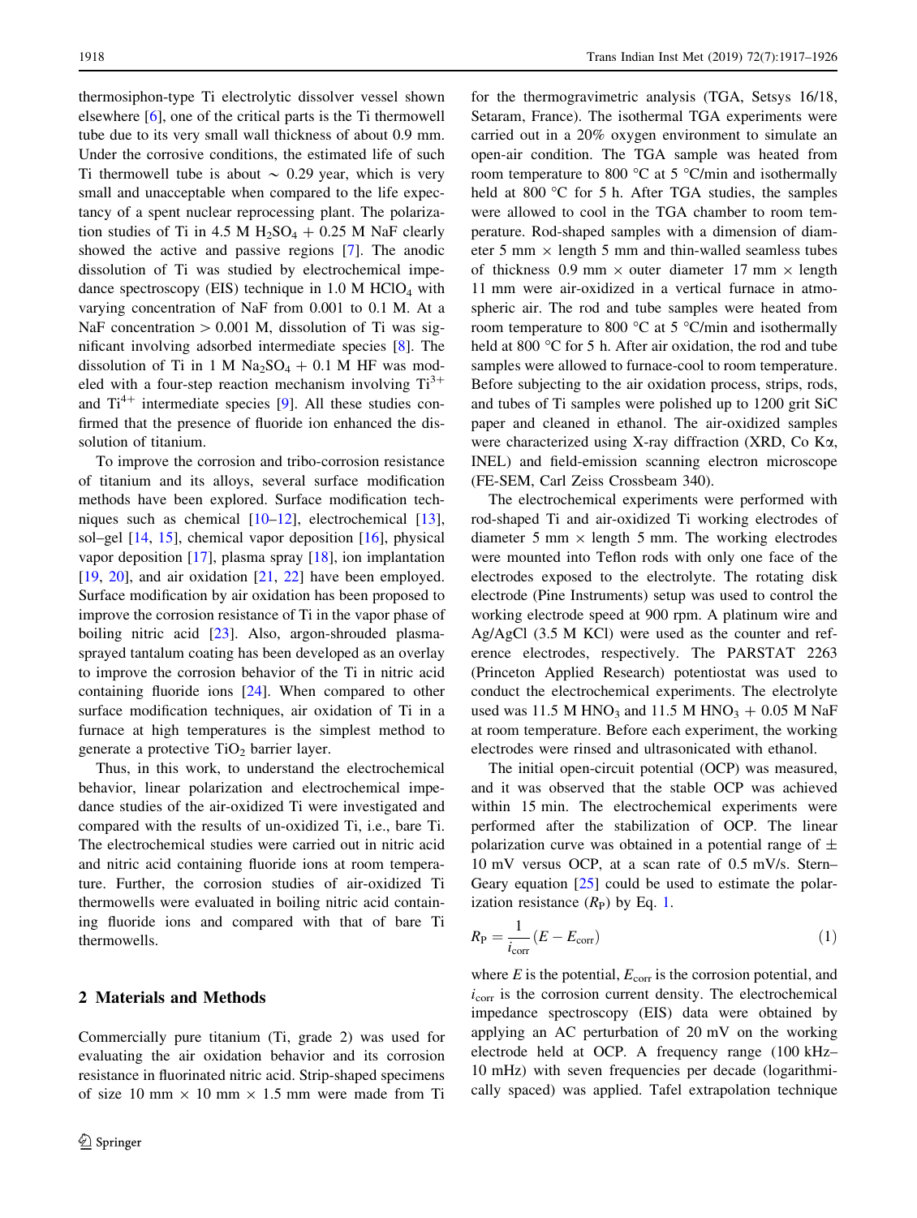thermosiphon-type Ti electrolytic dissolver vessel shown elsewhere [6], one of the critical parts is the Ti thermowell tube due to its very small wall thickness of about 0.9 mm. Under the corrosive conditions, the estimated life of such Ti thermowell tube is about ~ 0.29 year, which is very small and unacceptable when compared to the life expectancy of a spent nuclear reprocessing plant. The polarization studies of Ti in 4.5 M $H_2SO_4$ + 0.25 M NaF clearly showed the active and passive regions [7]. The anodic dissolution of Ti was studied by electrochemical impedance spectroscopy (EIS) technique in 1.0 M $HClO_4$ with varying concentration of NaF from 0.001 to 0.1 M. At a NaF concentration > 0.001 M, dissolution of Ti was significant involving adsorbed intermediate species [8]. The dissolution of Ti in 1 M $Na_2SO_4$ + 0.1 M HF was modeled with a four-step reaction mechanism involving $Ti^{3+}$ and $Ti^{4+}$ intermediate species [9]. All these studies confirmed that the presence of fluoride ion enhanced the dissolution of titanium.

To improve the corrosion and tribo-corrosion resistance of titanium and its alloys, several surface modification methods have been explored. Surface modification techniques such as chemical [10–12], electrochemical [13], sol–gel [14, 15], chemical vapor deposition [16], physical vapor deposition [17], plasma spray [18], ion implantation [19, 20], and air oxidation [21, 22] have been employed. Surface modification by air oxidation has been proposed to improve the corrosion resistance of Ti in the vapor phase of boiling nitric acid [23]. Also, argon-shrouded plasma-sprayed tantalum coating has been developed as an overlay to improve the corrosion behavior of the Ti in nitric acid containing fluoride ions [24]. When compared to other surface modification techniques, air oxidation of Ti in a furnace at high temperatures is the simplest method to generate a protective $TiO_2$ barrier layer.

Thus, in this work, to understand the electrochemical behavior, linear polarization and electrochemical impedance studies of the air-oxidized Ti were investigated and compared with the results of un-oxidized Ti, i.e., bare Ti. The electrochemical studies were carried out in nitric acid and nitric acid containing fluoride ions at room temperature. Further, the corrosion studies of air-oxidized Ti thermowells were evaluated in boiling nitric acid containing fluoride ions and compared with that of bare Ti thermowells.

## 2 Materials and Methods

Commercially pure titanium (Ti, grade 2) was used for evaluating the air oxidation behavior and its corrosion resistance in fluorinated nitric acid. Strip-shaped specimens of size 10 mm × 10 mm × 1.5 mm were made from Ti for the thermogravimetric analysis (TGA, Setsys 16/18, Setaram, France). The isothermal TGA experiments were carried out in a 20% oxygen environment to simulate an open-air condition. The TGA sample was heated from room temperature to 800 °C at 5 °C/min and isothermally held at 800 °C for 5 h. After TGA studies, the samples were allowed to cool in the TGA chamber to room temperature. Rod-shaped samples with a dimension of diameter 5 mm × length 5 mm and thin-walled seamless tubes of thickness 0.9 mm × outer diameter 17 mm × length 11 mm were air-oxidized in a vertical furnace in atmospheric air. The rod and tube samples were heated from room temperature to 800 °C at 5 °C/min and isothermally held at 800 °C for 5 h. After air oxidation, the rod and tube samples were allowed to furnace-cool to room temperature. Before subjecting to the air oxidation process, strips, rods, and tubes of Ti samples were polished up to 1200 grit SiC paper and cleaned in ethanol. The air-oxidized samples were characterized using X-ray diffraction (XRD, Co Kα, INEL) and field-emission scanning electron microscope (FE-SEM, Carl Zeiss Crossbeam 340).

The electrochemical experiments were performed with rod-shaped Ti and air-oxidized Ti working electrodes of diameter 5 mm × length 5 mm. The working electrodes were mounted into Teflon rods with only one face of the electrodes exposed to the electrolyte. The rotating disk electrode (Pine Instruments) setup was used to control the working electrode speed at 900 rpm. A platinum wire and Ag/AgCl (3.5 M KCl) were used as the counter and reference electrodes, respectively. The PARSTAT 2263 (Princeton Applied Research) potentiostat was used to conduct the electrochemical experiments. The electrolyte used was 11.5 M $HNO_3$ and 11.5 M $HNO_3$ + 0.05 M NaF at room temperature. Before each experiment, the working electrodes were rinsed and ultrasonicated with ethanol.

The initial open-circuit potential (OCP) was measured, and it was observed that the stable OCP was achieved within 15 min. The electrochemical experiments were performed after the stabilization of OCP. The linear polarization curve was obtained in a potential range of ± 10 mV versus OCP, at a scan rate of 0.5 mV/s. Stern–Geary equation [25] could be used to estimate the polarization resistance ($R_P$) by Eq. 1.

$$R_P = \frac{1}{i_{corr}}(E - E_{corr}) \tag{1}$$

where $E$ is the potential, $E_{corr}$ is the corrosion potential, and $i_{corr}$ is the corrosion current density. The electrochemical impedance spectroscopy (EIS) data were obtained by applying an AC perturbation of 20 mV on the working electrode held at OCP. A frequency range (100 kHz–10 mHz) with seven frequencies per decade (logarithmically spaced) was applied. Tafel extrapolation technique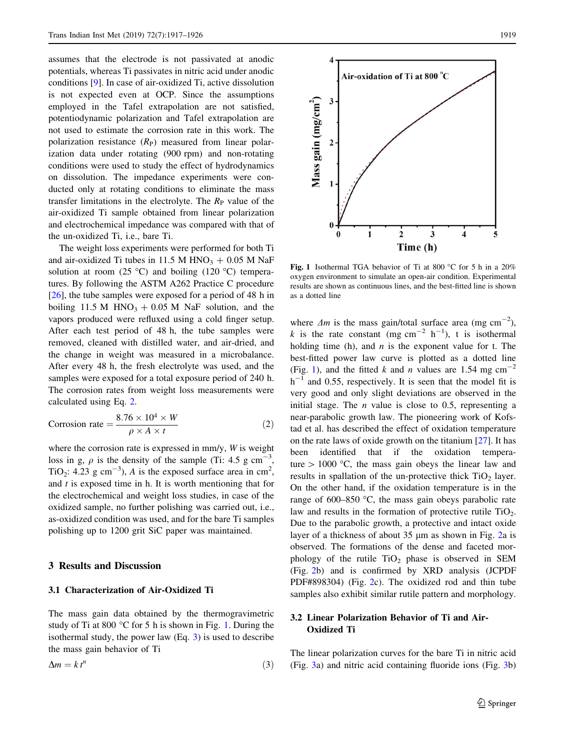assumes that the electrode is not passivated at anodic potentials, whereas Ti passivates in nitric acid under anodic conditions [9]. In case of air-oxidized Ti, active dissolution is not expected even at OCP. Since the assumptions employed in the Tafel extrapolation are not satisfied, potentiodynamic polarization and Tafel extrapolation are not used to estimate the corrosion rate in this work. The polarization resistance ($R_P$) measured from linear polarization data under rotating (900 rpm) and non-rotating conditions were used to study the effect of hydrodynamics on dissolution. The impedance experiments were conducted only at rotating conditions to eliminate the mass transfer limitations in the electrolyte. The $R_P$ value of the air-oxidized Ti sample obtained from linear polarization and electrochemical impedance was compared with that of the un-oxidized Ti, i.e., bare Ti.

The weight loss experiments were performed for both Ti and air-oxidized Ti tubes in 11.5 M $HNO_3$ + 0.05 M NaF solution at room (25 °C) and boiling (120 °C) temperatures. By following the ASTM A262 Practice C procedure [26], the tube samples were exposed for a period of 48 h in boiling 11.5 M $HNO_3$ + 0.05 M NaF solution, and the vapors produced were refluxed using a cold finger setup. After each test period of 48 h, the tube samples were removed, cleaned with distilled water, and air-dried, and the change in weight was measured in a microbalance. After every 48 h, the fresh electrolyte was used, and the samples were exposed for a total exposure period of 240 h. The corrosion rates from weight loss measurements were calculated using Eq. 2.

$$\text{Corrosion rate} = \frac{8.76 \times 10^4 \times W}{\rho \times A \times t} \quad (2)$$

where the corrosion rate is expressed in mm/y, $W$ is weight loss in g, $\rho$ is the density of the sample (Ti: 4.5 g $cm^{-3}$, $TiO_2$: 4.23 g $cm^{-3}$), $A$ is the exposed surface area in $cm^2$, and $t$ is exposed time in h. It is worth mentioning that for the electrochemical and weight loss studies, in case of the oxidized sample, no further polishing was carried out, i.e., as-oxidized condition was used, and for the bare Ti samples polishing up to 1200 grit SiC paper was maintained.

## 3 Results and Discussion

### 3.1 Characterization of Air-Oxidized Ti

The mass gain data obtained by the thermogravimetric study of Ti at 800 °C for 5 h is shown in Fig. 1. During the isothermal study, the power law (Eq. 3) is used to describe the mass gain behavior of Ti

$$\Delta m = k\,t^n \quad (3)$$

Fig. 1 Isothermal TGA behavior of Ti at 800 °C for 5 h in a 20% oxygen environment to simulate an open-air condition. Experimental results are shown as continuous lines, and the best-fitted line is shown as a dotted line

where $\Delta m$ is the mass gain/total surface area (mg $cm^{-2}$), $k$ is the rate constant (mg $cm^{-2}$ $h^{-1}$), t is isothermal holding time (h), and $n$ is the exponent value for t. The best-fitted power law curve is plotted as a dotted line (Fig. 1), and the fitted $k$ and $n$ values are 1.54 mg $cm^{-2}$ $h^{-1}$ and 0.55, respectively. It is seen that the model fit is very good and only slight deviations are observed in the initial stage. The $n$ value is close to 0.5, representing a near-parabolic growth law. The pioneering work of Kofstad et al. has described the effect of oxidation temperature on the rate laws of oxide growth on the titanium [27]. It has been identified that if the oxidation temperature > 1000 °C, the mass gain obeys the linear law and results in spallation of the un-protective thick $TiO_2$ layer. On the other hand, if the oxidation temperature is in the range of 600–850 °C, the mass gain obeys parabolic rate law and results in the formation of protective rutile $TiO_2$. Due to the parabolic growth, a protective and intact oxide layer of a thickness of about 35 µm as shown in Fig. 2a is observed. The formations of the dense and faceted morphology of the rutile $TiO_2$ phase is observed in SEM (Fig. 2b) and is confirmed by XRD analysis (JCPDF PDF#898304) (Fig. 2c). The oxidized rod and thin tube samples also exhibit similar rutile pattern and morphology.

### 3.2 Linear Polarization Behavior of Ti and Air-Oxidized Ti

The linear polarization curves for the bare Ti in nitric acid (Fig. 3a) and nitric acid containing fluoride ions (Fig. 3b)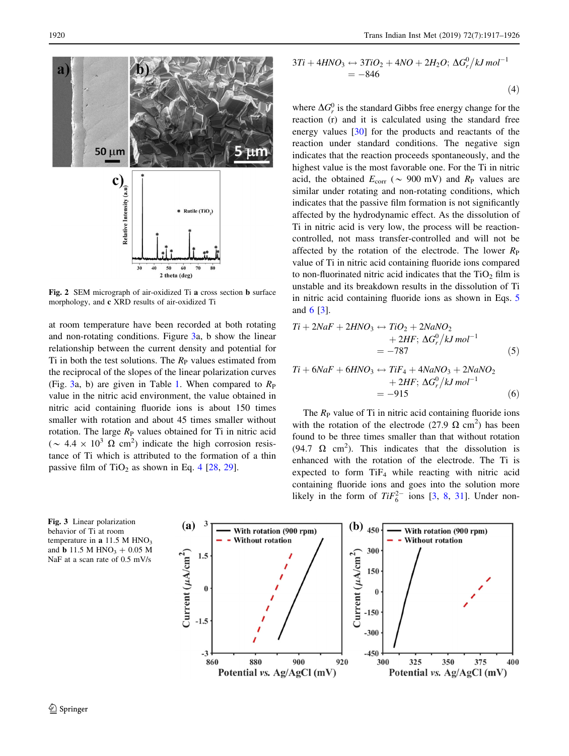Fig. 2 SEM micrograph of air-oxidized Ti **a** cross section **b** surface morphology, and **c** XRD results of air-oxidized Ti

at room temperature have been recorded at both rotating and non-rotating conditions. Figure 3a, b show the linear relationship between the current density and potential for Ti in both the test solutions. The $R_P$ values estimated from the reciprocal of the slopes of the linear polarization curves (Fig. 3a, b) are given in Table 1. When compared to $R_P$ value in the nitric acid environment, the value obtained in nitric acid containing fluoride ions is about 150 times smaller with rotation and about 45 times smaller without rotation. The large $R_P$ values obtained for Ti in nitric acid ($\sim 4.4 \times 10^3\ \Omega\ cm^2$) indicate the high corrosion resistance of Ti which is attributed to the formation of a thin passive film of $TiO_2$ as shown in Eq. 4 [28, 29].

$$3Ti + 4HNO_3 \leftrightarrow 3TiO_2 + 4NO + 2H_2O;\ \Delta G_r^0/kJ\ mol^{-1} = -846 \quad (4)$$

where $\Delta G_r^0$ is the standard Gibbs free energy change for the reaction (r) and it is calculated using the standard free energy values [30] for the products and reactants of the reaction under standard conditions. The negative sign indicates that the reaction proceeds spontaneously, and the highest value is the most favorable one. For the Ti in nitric acid, the obtained $E_{corr}$ ($\sim$ 900 mV) and $R_P$ values are similar under rotating and non-rotating conditions, which indicates that the passive film formation is not significantly affected by the hydrodynamic effect. As the dissolution of Ti in nitric acid is very low, the process will be reaction-controlled, not mass transfer-controlled and will not be affected by the rotation of the electrode. The lower $R_P$ value of Ti in nitric acid containing fluoride ions compared to non-fluorinated nitric acid indicates that the $TiO_2$ film is unstable and its breakdown results in the dissolution of Ti in nitric acid containing fluoride ions as shown in Eqs. 5 and 6 [3].

$$Ti + 2NaF + 2HNO_3 \leftrightarrow TiO_2 + 2NaNO_2 + 2HF;\ \Delta G_r^0/kJ\ mol^{-1} = -787 \quad (5)$$

$$Ti + 6NaF + 6HNO_3 \leftrightarrow TiF_4 + 4NaNO_3 + 2NaNO_2 + 2HF;\ \Delta G_r^0/kJ\ mol^{-1} = -915 \quad (6)$$

The $R_P$ value of Ti in nitric acid containing fluoride ions with the rotation of the electrode (27.9 $\Omega\ cm^2$) has been found to be three times smaller than that without rotation (94.7 $\Omega\ cm^2$). This indicates that the dissolution is enhanced with the rotation of the electrode. The Ti is expected to form $TiF_4$ while reacting with nitric acid containing fluoride ions and goes into the solution more likely in the form of $TiF_6^{2-}$ ions [3, 8, 31]. Under non-

Fig. 3 Linear polarization behavior of Ti at room temperature in **a** 11.5 M $HNO_3$ and **b** 11.5 M $HNO_3$ + 0.05 M NaF at a scan rate of 0.5 mV/s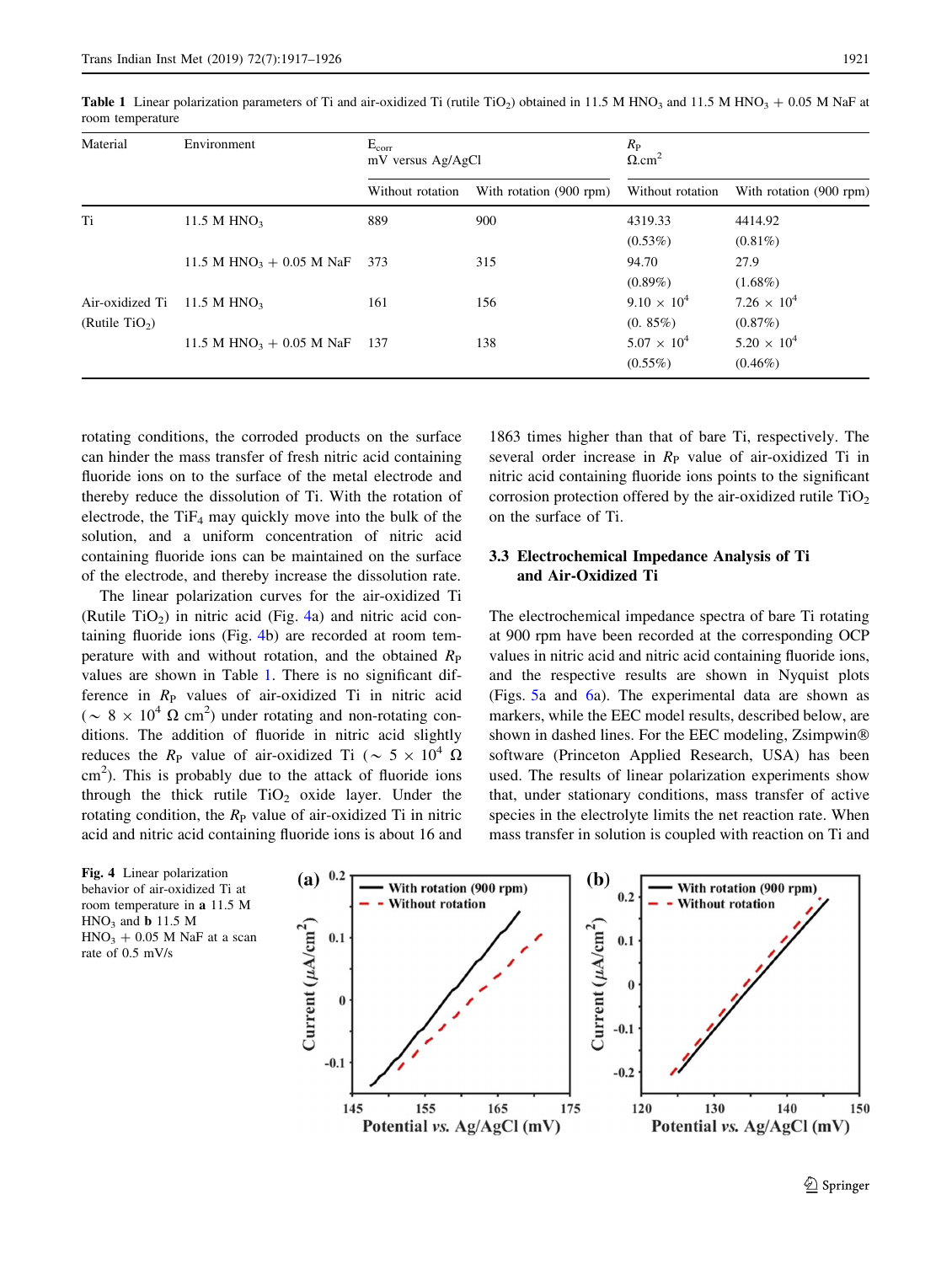**Table 1** Linear polarization parameters of Ti and air-oxidized Ti (rutile $TiO_2$) obtained in 11.5 M $HNO_3$ and 11.5 M $HNO_3$ + 0.05 M NaF at room temperature

| Material | Environment | $E_{corr}$ mV versus Ag/AgCl | | $R_P$ $\Omega.cm^2$ | |
|---|---|---|---|---|---|
| | | Without rotation | With rotation (900 rpm) | Without rotation | With rotation (900 rpm) |
| Ti | 11.5 M $HNO_3$ | 889 | 900 | 4319.33 (0.53%) | 4414.92 (0.81%) |
| | 11.5 M $HNO_3$ + 0.05 M NaF | 373 | 315 | 94.70 (0.89%) | 27.9 (1.68%) |
| Air-oxidized Ti (Rutile $TiO_2$) | 11.5 M $HNO_3$ | 161 | 156 | $9.10 \times 10^4$ (0. 85%) | $7.26 \times 10^4$ (0.87%) |
| | 11.5 M $HNO_3$ + 0.05 M NaF | 137 | 138 | $5.07 \times 10^4$ (0.55%) | $5.20 \times 10^4$ (0.46%) |

rotating conditions, the corroded products on the surface can hinder the mass transfer of fresh nitric acid containing fluoride ions on to the surface of the metal electrode and thereby reduce the dissolution of Ti. With the rotation of electrode, the $TiF_4$ may quickly move into the bulk of the solution, and a uniform concentration of nitric acid containing fluoride ions can be maintained on the surface of the electrode, and thereby increase the dissolution rate.

The linear polarization curves for the air-oxidized Ti (Rutile $TiO_2$) in nitric acid (Fig. 4a) and nitric acid containing fluoride ions (Fig. 4b) are recorded at room temperature with and without rotation, and the obtained $R_P$ values are shown in Table 1. There is no significant difference in $R_P$ values of air-oxidized Ti in nitric acid ($\sim 8 \times 10^4$ $\Omega$ $cm^2$) under rotating and non-rotating conditions. The addition of fluoride in nitric acid slightly reduces the $R_P$ value of air-oxidized Ti ($\sim 5 \times 10^4$ $\Omega$ $cm^2$). This is probably due to the attack of fluoride ions through the thick rutile $TiO_2$ oxide layer. Under the rotating condition, the $R_P$ value of air-oxidized Ti in nitric acid and nitric acid containing fluoride ions is about 16 and 1863 times higher than that of bare Ti, respectively. The several order increase in $R_P$ value of air-oxidized Ti in nitric acid containing fluoride ions points to the significant corrosion protection offered by the air-oxidized rutile $TiO_2$ on the surface of Ti.

### 3.3 Electrochemical Impedance Analysis of Ti and Air-Oxidized Ti

The electrochemical impedance spectra of bare Ti rotating at 900 rpm have been recorded at the corresponding OCP values in nitric acid and nitric acid containing fluoride ions, and the respective results are shown in Nyquist plots (Figs. 5a and 6a). The experimental data are shown as markers, while the EEC model results, described below, are shown in dashed lines. For the EEC modeling, Zsimpwin® software (Princeton Applied Research, USA) has been used. The results of linear polarization experiments show that, under stationary conditions, mass transfer of active species in the electrolyte limits the net reaction rate. When mass transfer in solution is coupled with reaction on Ti and

**Fig. 4** Linear polarization behavior of air-oxidized Ti at room temperature in **a** 11.5 M $HNO_3$ and **b** 11.5 M $HNO_3$ + 0.05 M NaF at a scan rate of 0.5 mV/s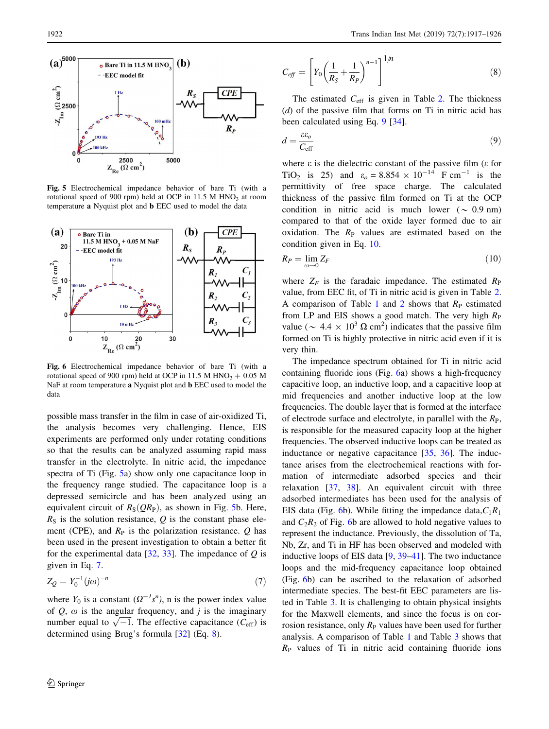**Fig. 5** Electrochemical impedance behavior of bare Ti (with a rotational speed of 900 rpm) held at OCP in 11.5 M $HNO_3$ at room temperature **a** Nyquist plot and **b** EEC used to model the data

**Fig. 6** Electrochemical impedance behavior of bare Ti (with a rotational speed of 900 rpm) held at OCP in 11.5 M $HNO_3$ + 0.05 M NaF at room temperature **a** Nyquist plot and **b** EEC used to model the data

possible mass transfer in the film in case of air-oxidized Ti, the analysis becomes very challenging. Hence, EIS experiments are performed only under rotating conditions so that the results can be analyzed assuming rapid mass transfer in the electrolyte. In nitric acid, the impedance spectra of Ti (Fig. 5a) show only one capacitance loop in the frequency range studied. The capacitance loop is a depressed semicircle and has been analyzed using an equivalent circuit of $R_S(QR_P)$, as shown in Fig. 5b. Here, $R_S$ is the solution resistance, $Q$ is the constant phase element (CPE), and $R_P$ is the polarization resistance. $Q$ has been used in the present investigation to obtain a better fit for the experimental data [32, 33]. The impedance of $Q$ is given in Eq. 7.

$$Z_Q = Y_0^{-1}(j\omega)^{-n} \tag{7}$$

where $Y_0$ is a constant ($\Omega^{-1}s^n$), n is the power index value of $Q$, $\omega$ is the angular frequency, and $j$ is the imaginary number equal to $\sqrt{-1}$. The effective capacitance ($C_{\text{eff}}$) is determined using Brug's formula [32] (Eq. 8).

$$C_{eff} = \left[ Y_0 \left( \frac{1}{R_S} + \frac{1}{R_P} \right)^{n-1} \right]^{1/n} \tag{8}$$

The estimated $C_{\text{eff}}$ is given in Table 2. The thickness ($d$) of the passive film that forms on Ti in nitric acid has been calculated using Eq. 9 [34].

$$d = \frac{\varepsilon \varepsilon_o}{C_{\text{eff}}} \tag{9}$$

where ε is the dielectric constant of the passive film (ε for $TiO_2$ is 25) and $\varepsilon_o = 8.854 \times 10^{-14}$ F cm$^{-1}$ is the permittivity of free space charge. The calculated thickness of the passive film formed on Ti at the OCP condition in nitric acid is much lower (~ 0.9 nm) compared to that of the oxide layer formed due to air oxidation. The $R_P$ values are estimated based on the condition given in Eq. 10.

$$R_P = \lim_{\omega \to 0} Z_F \tag{10}$$

where $Z_F$ is the faradaic impedance. The estimated $R_P$ value, from EEC fit, of Ti in nitric acid is given in Table 2. A comparison of Table 1 and 2 shows that $R_P$ estimated from LP and EIS shows a good match. The very high $R_P$ value (~ 4.4 × $10^3$ Ω cm$^2$) indicates that the passive film formed on Ti is highly protective in nitric acid even if it is very thin.

The impedance spectrum obtained for Ti in nitric acid containing fluoride ions (Fig. 6a) shows a high-frequency capacitive loop, an inductive loop, a capacitive loop at mid frequencies and another inductive loop at the low frequencies. The double layer that is formed at the interface of electrode surface and electrolyte, in parallel with the $R_P$, is responsible for the measured capacity loop at the higher frequencies. The observed inductive loops can be treated as inductance or negative capacitance [35, 36]. The inductance arises from the electrochemical reactions with formation of intermediate adsorbed species and their relaxation [37, 38]. An equivalent circuit with three adsorbed intermediates has been used for the analysis of EIS data (Fig. 6b). While fitting the impedance data, $C_1R_1$ and $C_2R_2$ of Fig. 6b are allowed to hold negative values to represent the inductance. Previously, the dissolution of Ta, Nb, Zr, and Ti in HF has been observed and modeled with inductive loops of EIS data [9, 39–41]. The two inductance loops and the mid-frequency capacitance loop obtained (Fig. 6b) can be ascribed to the relaxation of adsorbed intermediate species. The best-fit EEC parameters are listed in Table 3. It is challenging to obtain physical insights for the Maxwell elements, and since the focus is on corrosion resistance, only $R_P$ values have been used for further analysis. A comparison of Table 1 and Table 3 shows that $R_P$ values of Ti in nitric acid containing fluoride ions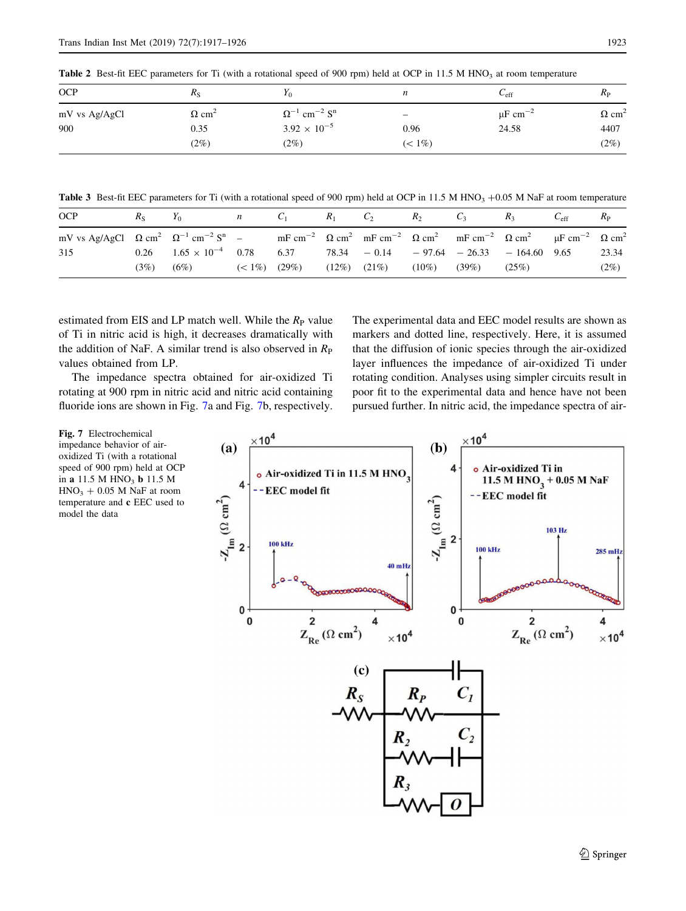**Table 2** Best-fit EEC parameters for Ti (with a rotational speed of 900 rpm) held at OCP in 11.5 M $HNO_3$ at room temperature

| OCP | $R_S$ | $Y_0$ | $n$ | $C_{eff}$ | $R_P$ |
|---|---|---|---|---|---|
| mV vs Ag/AgCl | $\Omega$ cm$^2$ | $\Omega^{-1}$ cm$^{-2}$ S$^n$ | – | $\mu$F cm$^{-2}$ | $\Omega$ cm$^2$ |
| 900 | 0.35 | $3.92 \times 10^{-5}$ | 0.96 | 24.58 | 4407 |
| | (2%) | (2%) | (< 1%) | | (2%) |

**Table 3** Best-fit EEC parameters for Ti (with a rotational speed of 900 rpm) held at OCP in 11.5 M $HNO_3$ +0.05 M NaF at room temperature

| OCP | $R_S$ | $Y_0$ | $n$ | $C_1$ | $R_1$ | $C_2$ | $R_2$ | $C_3$ | $R_3$ | $C_{eff}$ | $R_P$ |
|---|---|---|---|---|---|---|---|---|---|---|---|
| mV vs Ag/AgCl | $\Omega$ cm$^2$ | $\Omega^{-1}$ cm$^{-2}$ S$^n$ | – | mF cm$^{-2}$ | $\Omega$ cm$^2$ | mF cm$^{-2}$ | $\Omega$ cm$^2$ | mF cm$^{-2}$ | $\Omega$ cm$^2$ | $\mu$F cm$^{-2}$ | $\Omega$ cm$^2$ |
| 315 | 0.26 | $1.65 \times 10^{-4}$ | 0.78 | 6.37 | 78.34 | − 0.14 | − 97.64 | − 26.33 | − 164.60 | 9.65 | 23.34 |
| | (3%) | (6%) | (< 1%) | (29%) | (12%) | (21%) | (10%) | (39%) | (25%) | | (2%) |

estimated from EIS and LP match well. While the $R_P$ value of Ti in nitric acid is high, it decreases dramatically with the addition of NaF. A similar trend is also observed in $R_P$ values obtained from LP.

The impedance spectra obtained for air-oxidized Ti rotating at 900 rpm in nitric acid and nitric acid containing fluoride ions are shown in Fig. 7a and Fig. 7b, respectively. The experimental data and EEC model results are shown as markers and dotted line, respectively. Here, it is assumed that the diffusion of ionic species through the air-oxidized layer influences the impedance of air-oxidized Ti under rotating condition. Analyses using simpler circuits result in poor fit to the experimental data and hence have not been pursued further. In nitric acid, the impedance spectra of air-

**Fig. 7** Electrochemical impedance behavior of air-oxidized Ti (with a rotational speed of 900 rpm) held at OCP in **a** 11.5 M $HNO_3$ **b** 11.5 M $HNO_3$ + 0.05 M NaF at room temperature and **c** EEC used to model the data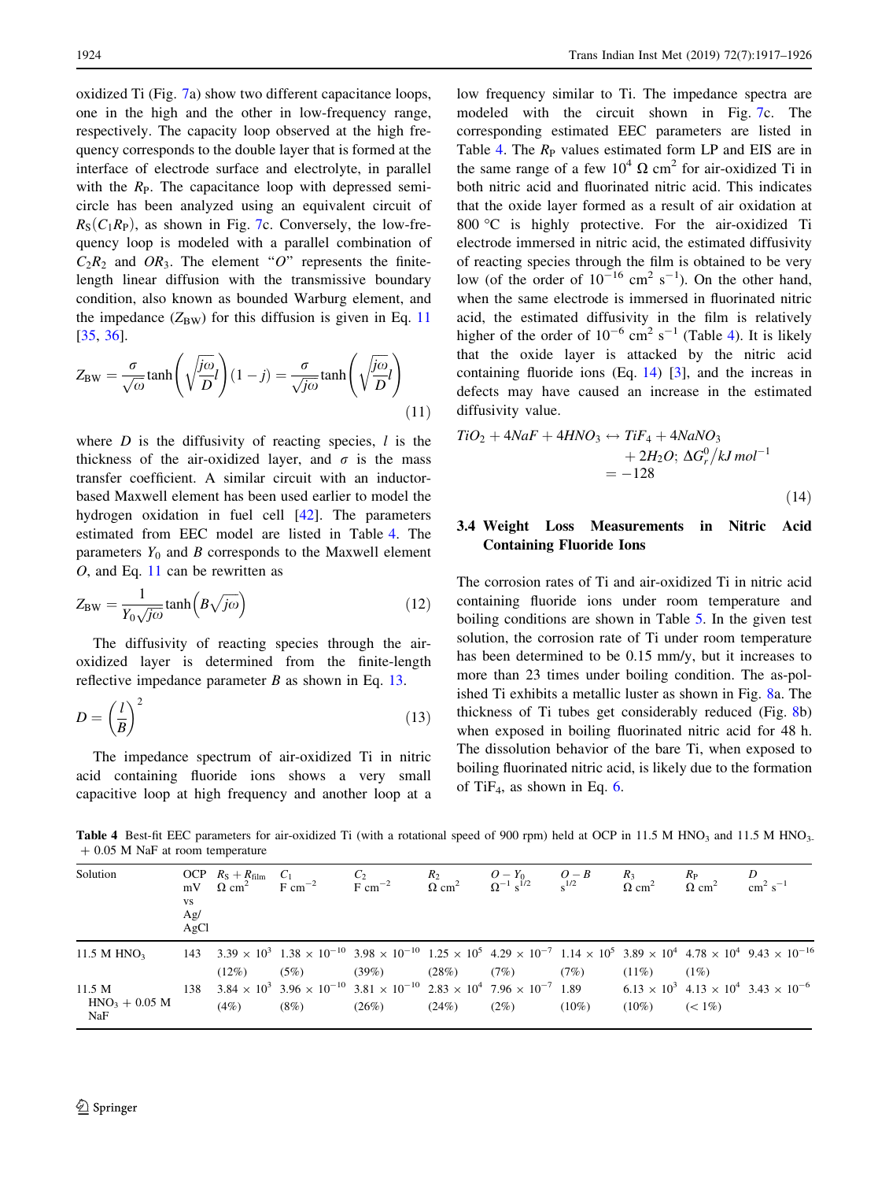oxidized Ti (Fig. 7a) show two different capacitance loops, one in the high and the other in low-frequency range, respectively. The capacity loop observed at the high frequency corresponds to the double layer that is formed at the interface of electrode surface and electrolyte, in parallel with the $R_P$. The capacitance loop with depressed semicircle has been analyzed using an equivalent circuit of $R_S(C_1R_P)$, as shown in Fig. 7c. Conversely, the low-frequency loop is modeled with a parallel combination of $C_2R_2$ and $OR_3$. The element "$O$" represents the finite-length linear diffusion with the transmissive boundary condition, also known as bounded Warburg element, and the impedance ($Z_{BW}$) for this diffusion is given in Eq. 11 [35, 36].

$$Z_{BW} = \frac{\sigma}{\sqrt{\omega}}\tanh\left(\sqrt{\frac{j\omega}{D}}l\right)(1-j) = \frac{\sigma}{\sqrt{j\omega}}\tanh\left(\sqrt{\frac{j\omega}{D}}l\right) \tag{11}$$

where $D$ is the diffusivity of reacting species, $l$ is the thickness of the air-oxidized layer, and $\sigma$ is the mass transfer coefficient. A similar circuit with an inductor-based Maxwell element has been used earlier to model the hydrogen oxidation in fuel cell [42]. The parameters estimated from EEC model are listed in Table 4. The parameters $Y_0$ and $B$ corresponds to the Maxwell element $O$, and Eq. 11 can be rewritten as

$$Z_{BW} = \frac{1}{Y_0\sqrt{j\omega}}\tanh\left(B\sqrt{j\omega}\right) \tag{12}$$

The diffusivity of reacting species through the air-oxidized layer is determined from the finite-length reflective impedance parameter $B$ as shown in Eq. 13.

$$D = \left(\frac{l}{B}\right)^2 \tag{13}$$

The impedance spectrum of air-oxidized Ti in nitric acid containing fluoride ions shows a very small capacitive loop at high frequency and another loop at a low frequency similar to Ti. The impedance spectra are modeled with the circuit shown in Fig. 7c. The corresponding estimated EEC parameters are listed in Table 4. The $R_P$ values estimated form LP and EIS are in the same range of a few $10^4$ Ω cm$^2$ for air-oxidized Ti in both nitric acid and fluorinated nitric acid. This indicates that the oxide layer formed as a result of air oxidation at 800 °C is highly protective. For the air-oxidized Ti electrode immersed in nitric acid, the estimated diffusivity of reacting species through the film is obtained to be very low (of the order of $10^{-16}$ cm$^2$ s$^{-1}$). On the other hand, when the same electrode is immersed in fluorinated nitric acid, the estimated diffusivity in the film is relatively higher of the order of $10^{-6}$ cm$^2$ s$^{-1}$ (Table 4). It is likely that the oxide layer is attacked by the nitric acid containing fluoride ions (Eq. 14) [3], and the increas in defects may have caused an increase in the estimated diffusivity value.

$$TiO_2 + 4NaF + 4HNO_3 \leftrightarrow TiF_4 + 4NaNO_3 + 2H_2O;\ \Delta G_r^0/kJ\,mol^{-1} = -128 \tag{14}$$

### 3.4 Weight Loss Measurements in Nitric Acid Containing Fluoride Ions

The corrosion rates of Ti and air-oxidized Ti in nitric acid containing fluoride ions under room temperature and boiling conditions are shown in Table 5. In the given test solution, the corrosion rate of Ti under room temperature has been determined to be 0.15 mm/y, but it increases to more than 23 times under boiling condition. The as-polished Ti exhibits a metallic luster as shown in Fig. 8a. The thickness of Ti tubes get considerably reduced (Fig. 8b) when exposed in boiling fluorinated nitric acid for 48 h. The dissolution behavior of the bare Ti, when exposed to boiling fluorinated nitric acid, is likely due to the formation of $TiF_4$, as shown in Eq. 6.

**Table 4** Best-fit EEC parameters for air-oxidized Ti (with a rotational speed of 900 rpm) held at OCP in 11.5 M $HNO_3$ and 11.5 M $HNO_3$ + 0.05 M NaF at room temperature

| Solution | OCP mV vs Ag/AgCl | $R_S + R_{film}$ Ω cm$^2$ | $C_1$ F cm$^{-2}$ | $C_2$ F cm$^{-2}$ | $R_2$ Ω cm$^2$ | $O - Y_0$ Ω$^{-1}$ s$^{1/2}$ | $O - B$ s$^{1/2}$ | $R_3$ Ω cm$^2$ | $R_P$ Ω cm$^2$ | $D$ cm$^2$ s$^{-1}$ |
|---|---|---|---|---|---|---|---|---|---|---|
| 11.5 M $HNO_3$ | 143 | $3.39 \times 10^3$ (12%) | $1.38 \times 10^{-10}$ (5%) | $3.98 \times 10^{-10}$ (39%) | $1.25 \times 10^5$ (28%) | $4.29 \times 10^{-7}$ (7%) | $1.14 \times 10^5$ (7%) | $3.89 \times 10^4$ (11%) | $4.78 \times 10^4$ (1%) | $9.43 \times 10^{-16}$ |
| 11.5 M $HNO_3$ + 0.05 M NaF | 138 | $3.84 \times 10^3$ (4%) | $3.96 \times 10^{-10}$ (8%) | $3.81 \times 10^{-10}$ (26%) | $2.83 \times 10^4$ (24%) | $7.96 \times 10^{-7}$ (2%) | 1.89 (10%) | $6.13 \times 10^3$ (10%) | $4.13 \times 10^4$ (< 1%) | $3.43 \times 10^{-6}$ |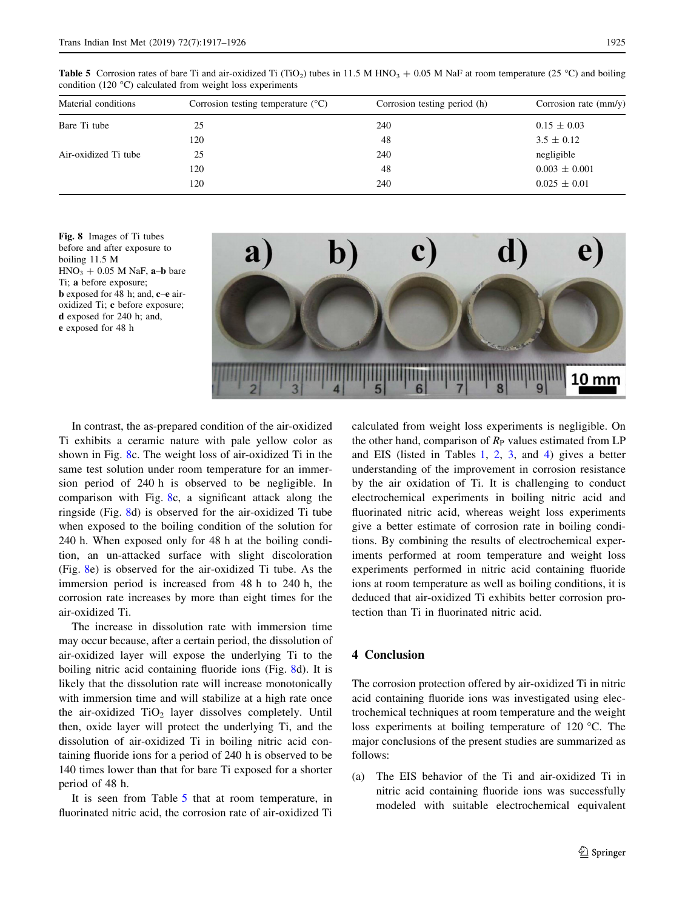**Table 5** Corrosion rates of bare Ti and air-oxidized Ti ($TiO_2$) tubes in 11.5 M $HNO_3$ + 0.05 M NaF at room temperature (25 °C) and boiling condition (120 °C) calculated from weight loss experiments

| Material conditions | Corrosion testing temperature (°C) | Corrosion testing period (h) | Corrosion rate (mm/y) |
|---|---|---|---|
| Bare Ti tube | 25 | 240 | 0.15 ± 0.03 |
| | 120 | 48 | 3.5 ± 0.12 |
| Air-oxidized Ti tube | 25 | 240 | negligible |
| | 120 | 48 | 0.003 ± 0.001 |
| | 120 | 240 | 0.025 ± 0.01 |

**Fig. 8** Images of Ti tubes before and after exposure to boiling 11.5 M $HNO_3$ + 0.05 M NaF, **a**–**b** bare Ti; **a** before exposure; **b** exposed for 48 h; and, **c**–**e** air-oxidized Ti; **c** before exposure; **d** exposed for 240 h; and, **e** exposed for 48 h

In contrast, the as-prepared condition of the air-oxidized Ti exhibits a ceramic nature with pale yellow color as shown in Fig. 8c. The weight loss of air-oxidized Ti in the same test solution under room temperature for an immersion period of 240 h is observed to be negligible. In comparison with Fig. 8c, a significant attack along the ringside (Fig. 8d) is observed for the air-oxidized Ti tube when exposed to the boiling condition of the solution for 240 h. When exposed only for 48 h at the boiling condition, an un-attacked surface with slight discoloration (Fig. 8e) is observed for the air-oxidized Ti tube. As the immersion period is increased from 48 h to 240 h, the corrosion rate increases by more than eight times for the air-oxidized Ti.

The increase in dissolution rate with immersion time may occur because, after a certain period, the dissolution of air-oxidized layer will expose the underlying Ti to the boiling nitric acid containing fluoride ions (Fig. 8d). It is likely that the dissolution rate will increase monotonically with immersion time and will stabilize at a high rate once the air-oxidized $TiO_2$ layer dissolves completely. Until then, oxide layer will protect the underlying Ti, and the dissolution of air-oxidized Ti in boiling nitric acid containing fluoride ions for a period of 240 h is observed to be 140 times lower than that for bare Ti exposed for a shorter period of 48 h.

It is seen from Table 5 that at room temperature, in fluorinated nitric acid, the corrosion rate of air-oxidized Ti calculated from weight loss experiments is negligible. On the other hand, comparison of $R_P$ values estimated from LP and EIS (listed in Tables 1, 2, 3, and 4) gives a better understanding of the improvement in corrosion resistance by the air oxidation of Ti. It is challenging to conduct electrochemical experiments in boiling nitric acid and fluorinated nitric acid, whereas weight loss experiments give a better estimate of corrosion rate in boiling conditions. By combining the results of electrochemical experiments performed at room temperature and weight loss experiments performed in nitric acid containing fluoride ions at room temperature as well as boiling conditions, it is deduced that air-oxidized Ti exhibits better corrosion protection than Ti in fluorinated nitric acid.

## 4 Conclusion

The corrosion protection offered by air-oxidized Ti in nitric acid containing fluoride ions was investigated using electrochemical techniques at room temperature and the weight loss experiments at boiling temperature of 120 °C. The major conclusions of the present studies are summarized as follows:

(a) The EIS behavior of the Ti and air-oxidized Ti in nitric acid containing fluoride ions was successfully modeled with suitable electrochemical equivalent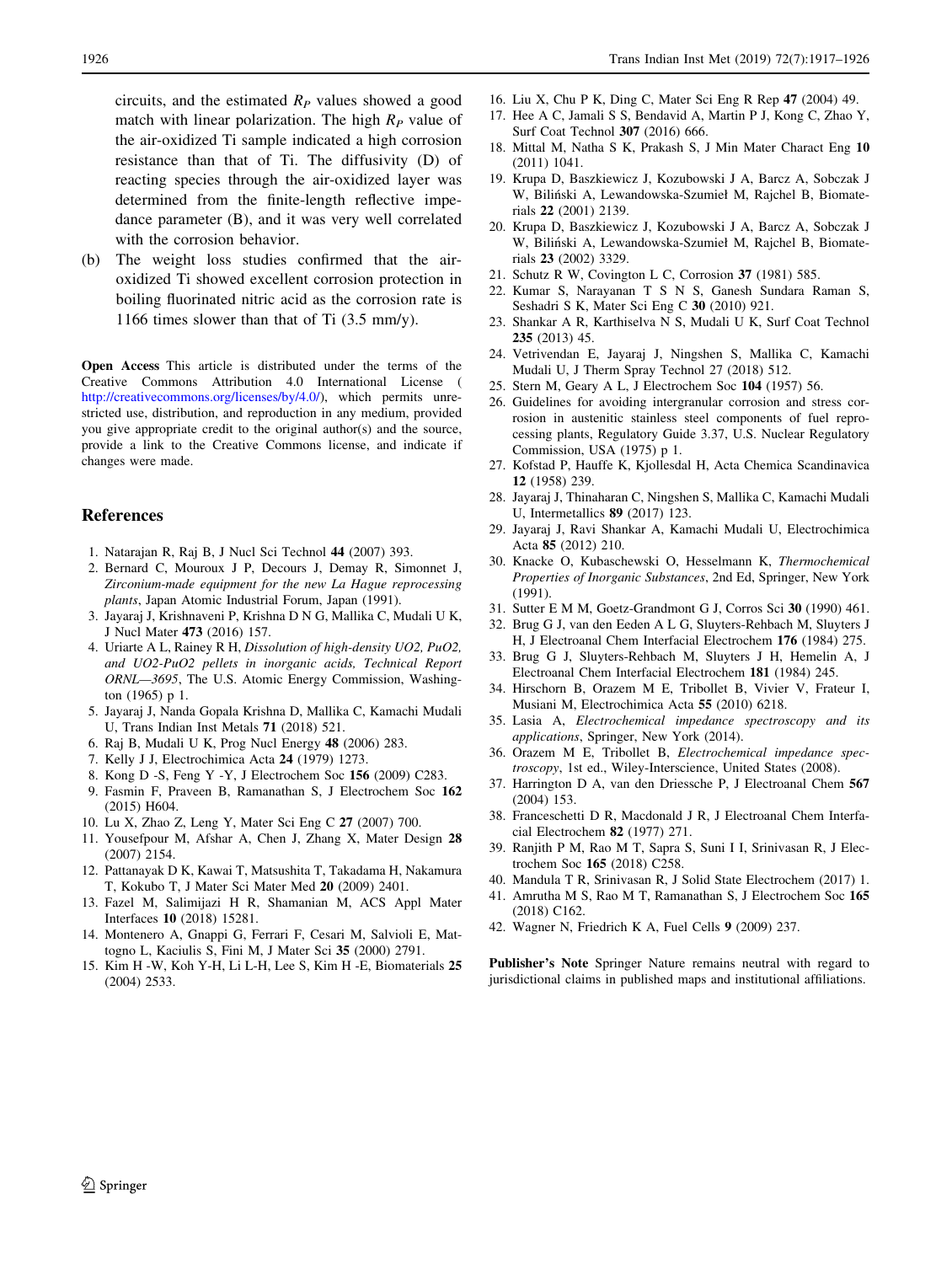circuits, and the estimated $R_P$ values showed a good match with linear polarization. The high $R_P$ value of the air-oxidized Ti sample indicated a high corrosion resistance than that of Ti. The diffusivity (D) of reacting species through the air-oxidized layer was determined from the finite-length reflective impedance parameter (B), and it was very well correlated with the corrosion behavior.

(b) The weight loss studies confirmed that the air-oxidized Ti showed excellent corrosion protection in boiling fluorinated nitric acid as the corrosion rate is 1166 times slower than that of Ti (3.5 mm/y).

**Open Access** This article is distributed under the terms of the Creative Commons Attribution 4.0 International License ( http://creativecommons.org/licenses/by/4.0/), which permits unrestricted use, distribution, and reproduction in any medium, provided you give appropriate credit to the original author(s) and the source, provide a link to the Creative Commons license, and indicate if changes were made.

## References

1. Natarajan R, Raj B, J Nucl Sci Technol **44** (2007) 393.
2. Bernard C, Mouroux J P, Decours J, Demay R, Simonnet J, *Zirconium-made equipment for the new La Hague reprocessing plants*, Japan Atomic Industrial Forum, Japan (1991).
3. Jayaraj J, Krishnaveni P, Krishna D N G, Mallika C, Mudali U K, J Nucl Mater **473** (2016) 157.
4. Uriarte A L, Rainey R H, *Dissolution of high-density UO2, PuO2, and UO2-PuO2 pellets in inorganic acids, Technical Report ORNL—3695*, The U.S. Atomic Energy Commission, Washington (1965) p 1.
5. Jayaraj J, Nanda Gopala Krishna D, Mallika C, Kamachi Mudali U, Trans Indian Inst Metals **71** (2018) 521.
6. Raj B, Mudali U K, Prog Nucl Energy **48** (2006) 283.
7. Kelly J J, Electrochimica Acta **24** (1979) 1273.
8. Kong D -S, Feng Y -Y, J Electrochem Soc **156** (2009) C283.
9. Fasmin F, Praveen B, Ramanathan S, J Electrochem Soc **162** (2015) H604.
10. Lu X, Zhao Z, Leng Y, Mater Sci Eng C **27** (2007) 700.
11. Yousefpour M, Afshar A, Chen J, Zhang X, Mater Design **28** (2007) 2154.
12. Pattanayak D K, Kawai T, Matsushita T, Takadama H, Nakamura T, Kokubo T, J Mater Sci Mater Med **20** (2009) 2401.
13. Fazel M, Salimijazi H R, Shamanian M, ACS Appl Mater Interfaces **10** (2018) 15281.
14. Montenero A, Gnappi G, Ferrari F, Cesari M, Salvioli E, Mattogno L, Kaciulis S, Fini M, J Mater Sci **35** (2000) 2791.
15. Kim H -W, Koh Y-H, Li L-H, Lee S, Kim H -E, Biomaterials **25** (2004) 2533.
16. Liu X, Chu P K, Ding C, Mater Sci Eng R Rep **47** (2004) 49.
17. Hee A C, Jamali S S, Bendavid A, Martin P J, Kong C, Zhao Y, Surf Coat Technol **307** (2016) 666.
18. Mittal M, Natha S K, Prakash S, J Min Mater Charact Eng **10** (2011) 1041.
19. Krupa D, Baszkiewicz J, Kozubowski J A, Barcz A, Sobczak J W, Biliński A, Lewandowska-Szumieł M, Rajchel B, Biomaterials **22** (2001) 2139.
20. Krupa D, Baszkiewicz J, Kozubowski J A, Barcz A, Sobczak J W, Biliński A, Lewandowska-Szumieł M, Rajchel B, Biomaterials **23** (2002) 3329.
21. Schutz R W, Covington L C, Corrosion **37** (1981) 585.
22. Kumar S, Narayanan T S N S, Ganesh Sundara Raman S, Seshadri S K, Mater Sci Eng C **30** (2010) 921.
23. Shankar A R, Karthiselva N S, Mudali U K, Surf Coat Technol **235** (2013) 45.
24. Vetrivendan E, Jayaraj J, Ningshen S, Mallika C, Kamachi Mudali U, J Therm Spray Technol 27 (2018) 512.
25. Stern M, Geary A L, J Electrochem Soc **104** (1957) 56.
26. Guidelines for avoiding intergranular corrosion and stress corrosion in austenitic stainless steel components of fuel reprocessing plants, Regulatory Guide 3.37, U.S. Nuclear Regulatory Commission, USA (1975) p 1.
27. Kofstad P, Hauffe K, Kjollesdal H, Acta Chemica Scandinavica **12** (1958) 239.
28. Jayaraj J, Thinaharan C, Ningshen S, Mallika C, Kamachi Mudali U, Intermetallics **89** (2017) 123.
29. Jayaraj J, Ravi Shankar A, Kamachi Mudali U, Electrochimica Acta **85** (2012) 210.
30. Knacke O, Kubaschewski O, Hesselmann K, *Thermochemical Properties of Inorganic Substances*, 2nd Ed, Springer, New York (1991).
31. Sutter E M M, Goetz-Grandmont G J, Corros Sci **30** (1990) 461.
32. Brug G J, van den Eeden A L G, Sluyters-Rehbach M, Sluyters J H, J Electroanal Chem Interfacial Electrochem **176** (1984) 275.
33. Brug G J, Sluyters-Rehbach M, Sluyters J H, Hemelin A, J Electroanal Chem Interfacial Electrochem **181** (1984) 245.
34. Hirschorn B, Orazem M E, Tribollet B, Vivier V, Frateur I, Musiani M, Electrochimica Acta **55** (2010) 6218.
35. Lasia A, *Electrochemical impedance spectroscopy and its applications*, Springer, New York (2014).
36. Orazem M E, Tribollet B, *Electrochemical impedance spectroscopy*, 1st ed., Wiley-Interscience, United States (2008).
37. Harrington D A, van den Driessche P, J Electroanal Chem **567** (2004) 153.
38. Franceschetti D R, Macdonald J R, J Electroanal Chem Interfacial Electrochem **82** (1977) 271.
39. Ranjith P M, Rao M T, Sapra S, Suni I I, Srinivasan R, J Electrochem Soc **165** (2018) C258.
40. Mandula T R, Srinivasan R, J Solid State Electrochem (2017) 1.
41. Amrutha M S, Rao M T, Ramanathan S, J Electrochem Soc **165** (2018) C162.
42. Wagner N, Friedrich K A, Fuel Cells **9** (2009) 237.

**Publisher's Note** Springer Nature remains neutral with regard to jurisdictional claims in published maps and institutional affiliations.